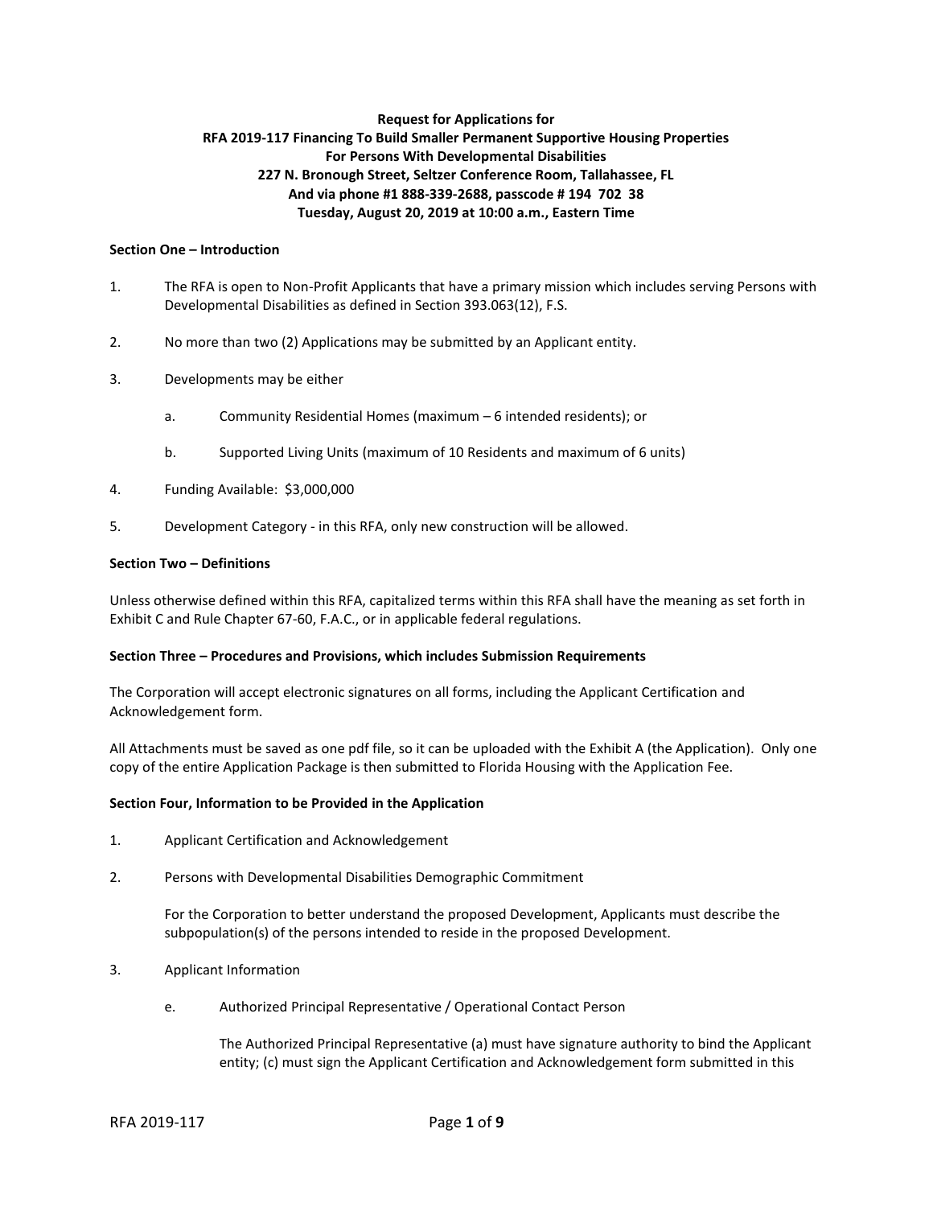**Request for Applications for**
**RFA 2019-117 Financing To Build Smaller Permanent Supportive Housing Properties**
**For Persons With Developmental Disabilities**
**227 N. Bronough Street, Seltzer Conference Room, Tallahassee, FL**
**And via phone #1 888-339-2688, passcode # 194 702 38**
**Tuesday, August 20, 2019 at 10:00 a.m., Eastern Time**

**Section One – Introduction**

1. The RFA is open to Non-Profit Applicants that have a primary mission which includes serving Persons with Developmental Disabilities as defined in Section 393.063(12), F.S.

2. No more than two (2) Applications may be submitted by an Applicant entity.

3. Developments may be either

   a. Community Residential Homes (maximum – 6 intended residents); or

   b. Supported Living Units (maximum of 10 Residents and maximum of 6 units)

4. Funding Available: $3,000,000

5. Development Category - in this RFA, only new construction will be allowed.

**Section Two – Definitions**

Unless otherwise defined within this RFA, capitalized terms within this RFA shall have the meaning as set forth in Exhibit C and Rule Chapter 67-60, F.A.C., or in applicable federal regulations.

**Section Three – Procedures and Provisions, which includes Submission Requirements**

The Corporation will accept electronic signatures on all forms, including the Applicant Certification and Acknowledgement form.

All Attachments must be saved as one pdf file, so it can be uploaded with the Exhibit A (the Application). Only one copy of the entire Application Package is then submitted to Florida Housing with the Application Fee.

**Section Four, Information to be Provided in the Application**

1. Applicant Certification and Acknowledgement

2. Persons with Developmental Disabilities Demographic Commitment

   For the Corporation to better understand the proposed Development, Applicants must describe the subpopulation(s) of the persons intended to reside in the proposed Development.

3. Applicant Information

   e. Authorized Principal Representative / Operational Contact Person

      The Authorized Principal Representative (a) must have signature authority to bind the Applicant entity; (c) must sign the Applicant Certification and Acknowledgement form submitted in this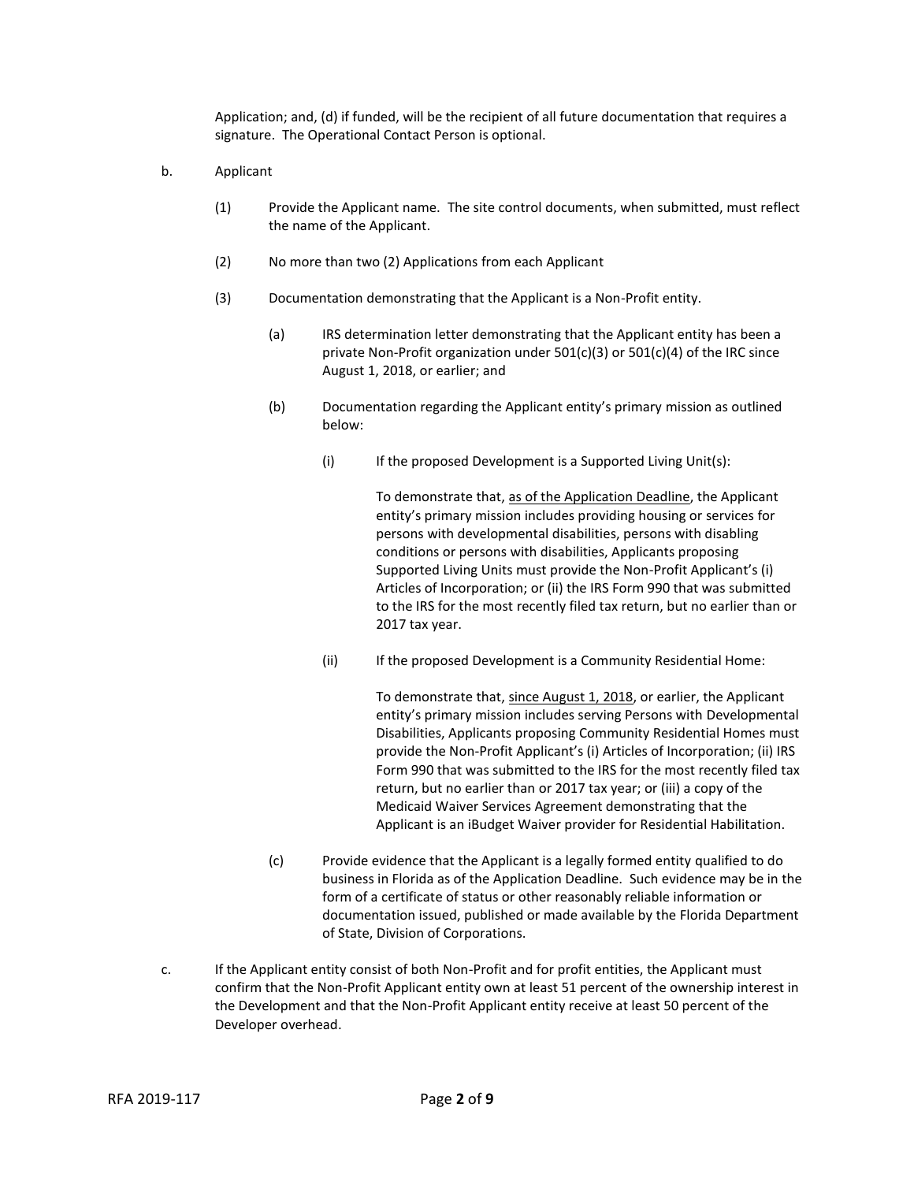Application; and, (d) if funded, will be the recipient of all future documentation that requires a signature. The Operational Contact Person is optional.

b. Applicant

(1) Provide the Applicant name. The site control documents, when submitted, must reflect the name of the Applicant.

(2) No more than two (2) Applications from each Applicant

(3) Documentation demonstrating that the Applicant is a Non-Profit entity.

(a) IRS determination letter demonstrating that the Applicant entity has been a private Non-Profit organization under 501(c)(3) or 501(c)(4) of the IRC since August 1, 2018, or earlier; and

(b) Documentation regarding the Applicant entity's primary mission as outlined below:

(i) If the proposed Development is a Supported Living Unit(s):

To demonstrate that, <u>as of the Application Deadline</u>, the Applicant entity's primary mission includes providing housing or services for persons with developmental disabilities, persons with disabling conditions or persons with disabilities, Applicants proposing Supported Living Units must provide the Non-Profit Applicant's (i) Articles of Incorporation; or (ii) the IRS Form 990 that was submitted to the IRS for the most recently filed tax return, but no earlier than or 2017 tax year.

(ii) If the proposed Development is a Community Residential Home:

To demonstrate that, <u>since August 1, 2018</u>, or earlier, the Applicant entity's primary mission includes serving Persons with Developmental Disabilities, Applicants proposing Community Residential Homes must provide the Non-Profit Applicant's (i) Articles of Incorporation; (ii) IRS Form 990 that was submitted to the IRS for the most recently filed tax return, but no earlier than or 2017 tax year; or (iii) a copy of the Medicaid Waiver Services Agreement demonstrating that the Applicant is an iBudget Waiver provider for Residential Habilitation.

(c) Provide evidence that the Applicant is a legally formed entity qualified to do business in Florida as of the Application Deadline. Such evidence may be in the form of a certificate of status or other reasonably reliable information or documentation issued, published or made available by the Florida Department of State, Division of Corporations.

c. If the Applicant entity consist of both Non-Profit and for profit entities, the Applicant must confirm that the Non-Profit Applicant entity own at least 51 percent of the ownership interest in the Development and that the Non-Profit Applicant entity receive at least 50 percent of the Developer overhead.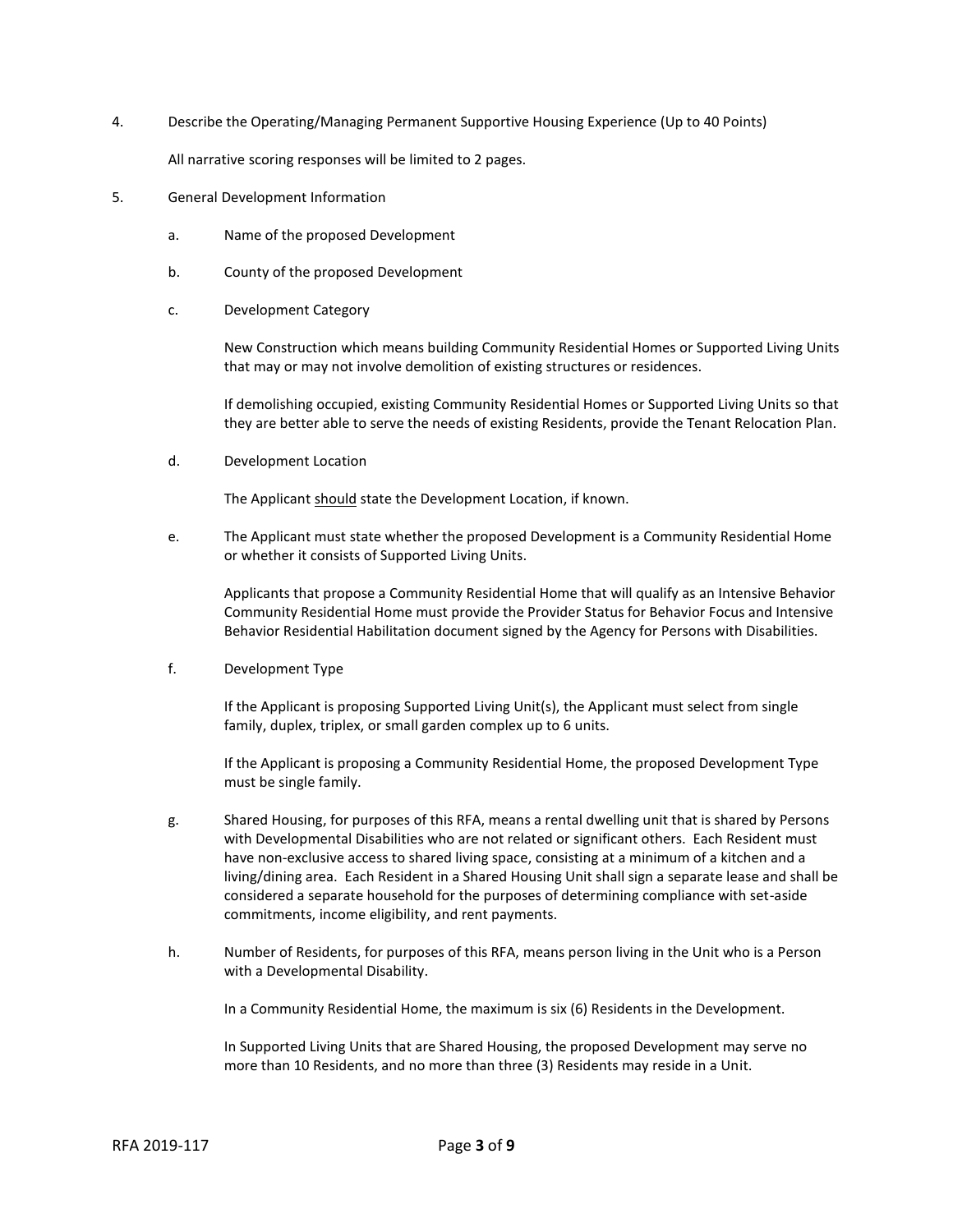4. Describe the Operating/Managing Permanent Supportive Housing Experience (Up to 40 Points)

   All narrative scoring responses will be limited to 2 pages.

5. General Development Information

   a. Name of the proposed Development

   b. County of the proposed Development

   c. Development Category

      New Construction which means building Community Residential Homes or Supported Living Units that may or may not involve demolition of existing structures or residences.

      If demolishing occupied, existing Community Residential Homes or Supported Living Units so that they are better able to serve the needs of existing Residents, provide the Tenant Relocation Plan.

   d. Development Location

      The Applicant should state the Development Location, if known.

   e. The Applicant must state whether the proposed Development is a Community Residential Home or whether it consists of Supported Living Units.

      Applicants that propose a Community Residential Home that will qualify as an Intensive Behavior Community Residential Home must provide the Provider Status for Behavior Focus and Intensive Behavior Residential Habilitation document signed by the Agency for Persons with Disabilities.

   f. Development Type

      If the Applicant is proposing Supported Living Unit(s), the Applicant must select from single family, duplex, triplex, or small garden complex up to 6 units.

      If the Applicant is proposing a Community Residential Home, the proposed Development Type must be single family.

   g. Shared Housing, for purposes of this RFA, means a rental dwelling unit that is shared by Persons with Developmental Disabilities who are not related or significant others. Each Resident must have non-exclusive access to shared living space, consisting at a minimum of a kitchen and a living/dining area. Each Resident in a Shared Housing Unit shall sign a separate lease and shall be considered a separate household for the purposes of determining compliance with set-aside commitments, income eligibility, and rent payments.

   h. Number of Residents, for purposes of this RFA, means person living in the Unit who is a Person with a Developmental Disability.

      In a Community Residential Home, the maximum is six (6) Residents in the Development.

      In Supported Living Units that are Shared Housing, the proposed Development may serve no more than 10 Residents, and no more than three (3) Residents may reside in a Unit.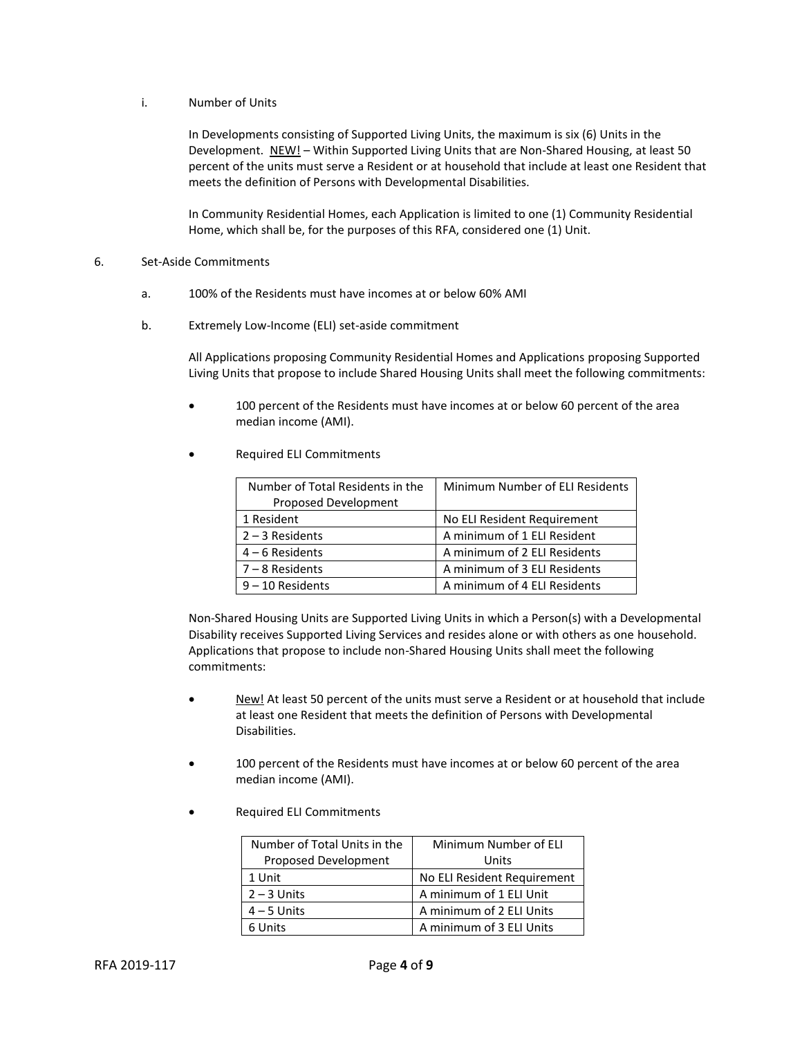i. Number of Units

In Developments consisting of Supported Living Units, the maximum is six (6) Units in the Development. <u>NEW!</u> – Within Supported Living Units that are Non-Shared Housing, at least 50 percent of the units must serve a Resident or at household that include at least one Resident that meets the definition of Persons with Developmental Disabilities.

In Community Residential Homes, each Application is limited to one (1) Community Residential Home, which shall be, for the purposes of this RFA, considered one (1) Unit.

6. Set-Aside Commitments

a. 100% of the Residents must have incomes at or below 60% AMI

b. Extremely Low-Income (ELI) set-aside commitment

All Applications proposing Community Residential Homes and Applications proposing Supported Living Units that propose to include Shared Housing Units shall meet the following commitments:

- 100 percent of the Residents must have incomes at or below 60 percent of the area median income (AMI).
- Required ELI Commitments

| Number of Total Residents in the Proposed Development | Minimum Number of ELI Residents |
|---|---|
| 1 Resident | No ELI Resident Requirement |
| 2 – 3 Residents | A minimum of 1 ELI Resident |
| 4 – 6 Residents | A minimum of 2 ELI Residents |
| 7 – 8 Residents | A minimum of 3 ELI Residents |
| 9 – 10 Residents | A minimum of 4 ELI Residents |

Non-Shared Housing Units are Supported Living Units in which a Person(s) with a Developmental Disability receives Supported Living Services and resides alone or with others as one household. Applications that propose to include non-Shared Housing Units shall meet the following commitments:

- <u>New!</u> At least 50 percent of the units must serve a Resident or at household that include at least one Resident that meets the definition of Persons with Developmental Disabilities.
- 100 percent of the Residents must have incomes at or below 60 percent of the area median income (AMI).
- Required ELI Commitments

| Number of Total Units in the Proposed Development | Minimum Number of ELI Units |
|---|---|
| 1 Unit | No ELI Resident Requirement |
| 2 – 3 Units | A minimum of 1 ELI Unit |
| 4 – 5 Units | A minimum of 2 ELI Units |
| 6 Units | A minimum of 3 ELI Units |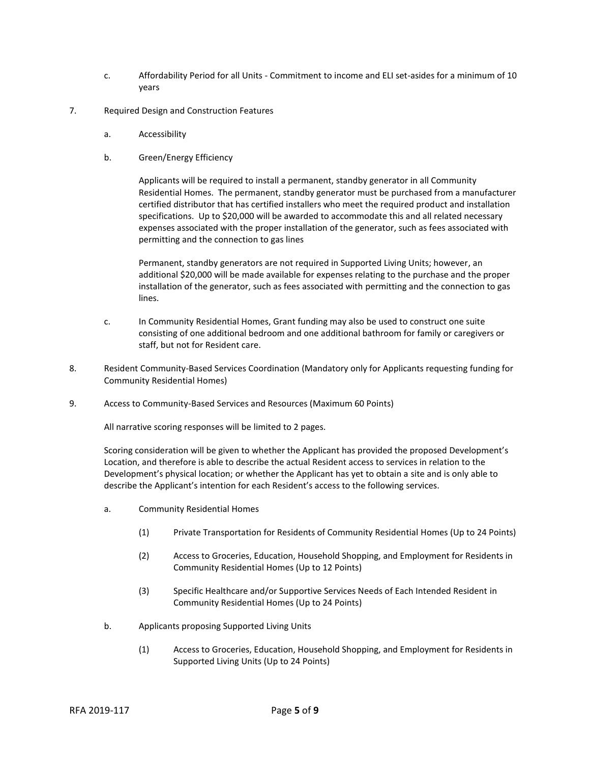c. Affordability Period for all Units - Commitment to income and ELI set-asides for a minimum of 10 years

7. Required Design and Construction Features

    a. Accessibility

    b. Green/Energy Efficiency

        Applicants will be required to install a permanent, standby generator in all Community Residential Homes. The permanent, standby generator must be purchased from a manufacturer certified distributor that has certified installers who meet the required product and installation specifications. Up to $20,000 will be awarded to accommodate this and all related necessary expenses associated with the proper installation of the generator, such as fees associated with permitting and the connection to gas lines

        Permanent, standby generators are not required in Supported Living Units; however, an additional $20,000 will be made available for expenses relating to the purchase and the proper installation of the generator, such as fees associated with permitting and the connection to gas lines.

    c. In Community Residential Homes, Grant funding may also be used to construct one suite consisting of one additional bedroom and one additional bathroom for family or caregivers or staff, but not for Resident care.

8. Resident Community-Based Services Coordination (Mandatory only for Applicants requesting funding for Community Residential Homes)

9. Access to Community-Based Services and Resources (Maximum 60 Points)

    All narrative scoring responses will be limited to 2 pages.

    Scoring consideration will be given to whether the Applicant has provided the proposed Development's Location, and therefore is able to describe the actual Resident access to services in relation to the Development's physical location; or whether the Applicant has yet to obtain a site and is only able to describe the Applicant's intention for each Resident's access to the following services.

    a. Community Residential Homes

        (1) Private Transportation for Residents of Community Residential Homes (Up to 24 Points)

        (2) Access to Groceries, Education, Household Shopping, and Employment for Residents in Community Residential Homes (Up to 12 Points)

        (3) Specific Healthcare and/or Supportive Services Needs of Each Intended Resident in Community Residential Homes (Up to 24 Points)

    b. Applicants proposing Supported Living Units

        (1) Access to Groceries, Education, Household Shopping, and Employment for Residents in Supported Living Units (Up to 24 Points)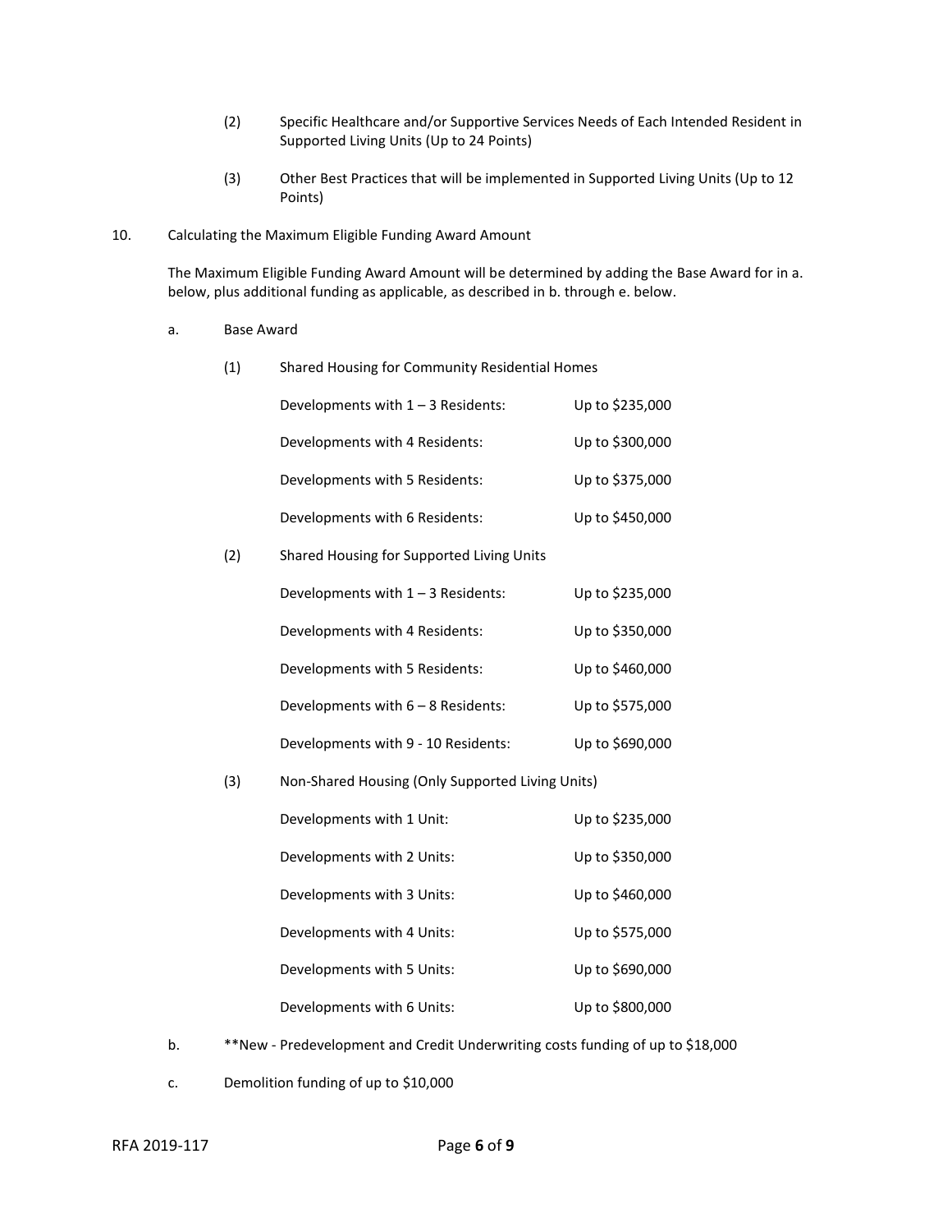(2) Specific Healthcare and/or Supportive Services Needs of Each Intended Resident in Supported Living Units (Up to 24 Points)

(3) Other Best Practices that will be implemented in Supported Living Units (Up to 12 Points)

10. Calculating the Maximum Eligible Funding Award Amount

The Maximum Eligible Funding Award Amount will be determined by adding the Base Award for in a. below, plus additional funding as applicable, as described in b. through e. below.

a. Base Award

(1) Shared Housing for Community Residential Homes

| | |
|---|---|
| Developments with 1 – 3 Residents: | Up to $235,000 |
| Developments with 4 Residents: | Up to $300,000 |
| Developments with 5 Residents: | Up to $375,000 |
| Developments with 6 Residents: | Up to $450,000 |

(2) Shared Housing for Supported Living Units

| | |
|---|---|
| Developments with 1 – 3 Residents: | Up to $235,000 |
| Developments with 4 Residents: | Up to $350,000 |
| Developments with 5 Residents: | Up to $460,000 |
| Developments with 6 – 8 Residents: | Up to $575,000 |
| Developments with 9 - 10 Residents: | Up to $690,000 |

(3) Non-Shared Housing (Only Supported Living Units)

| | |
|---|---|
| Developments with 1 Unit: | Up to $235,000 |
| Developments with 2 Units: | Up to $350,000 |
| Developments with 3 Units: | Up to $460,000 |
| Developments with 4 Units: | Up to $575,000 |
| Developments with 5 Units: | Up to $690,000 |
| Developments with 6 Units: | Up to $800,000 |

b. **New - Predevelopment and Credit Underwriting costs funding of up to $18,000

c. Demolition funding of up to $10,000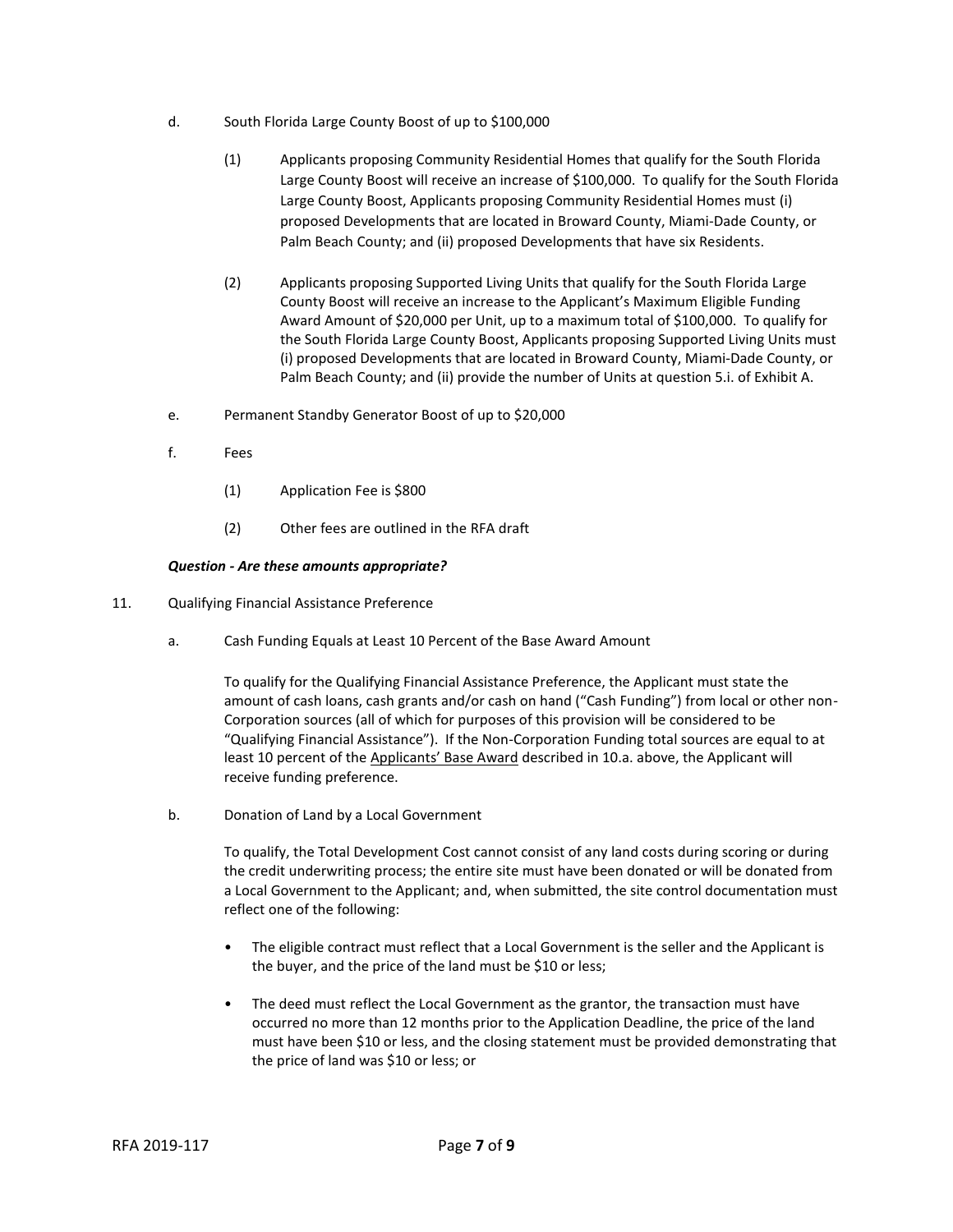d. South Florida Large County Boost of up to $100,000

   (1) Applicants proposing Community Residential Homes that qualify for the South Florida Large County Boost will receive an increase of $100,000. To qualify for the South Florida Large County Boost, Applicants proposing Community Residential Homes must (i) proposed Developments that are located in Broward County, Miami-Dade County, or Palm Beach County; and (ii) proposed Developments that have six Residents.

   (2) Applicants proposing Supported Living Units that qualify for the South Florida Large County Boost will receive an increase to the Applicant's Maximum Eligible Funding Award Amount of $20,000 per Unit, up to a maximum total of $100,000. To qualify for the South Florida Large County Boost, Applicants proposing Supported Living Units must (i) proposed Developments that are located in Broward County, Miami-Dade County, or Palm Beach County; and (ii) provide the number of Units at question 5.i. of Exhibit A.

e. Permanent Standby Generator Boost of up to $20,000

f. Fees

   (1) Application Fee is $800

   (2) Other fees are outlined in the RFA draft

***Question - Are these amounts appropriate?***

11. Qualifying Financial Assistance Preference

   a. Cash Funding Equals at Least 10 Percent of the Base Award Amount

   To qualify for the Qualifying Financial Assistance Preference, the Applicant must state the amount of cash loans, cash grants and/or cash on hand ("Cash Funding") from local or other non-Corporation sources (all of which for purposes of this provision will be considered to be "Qualifying Financial Assistance"). If the Non-Corporation Funding total sources are equal to at least 10 percent of the <u>Applicants' Base Award</u> described in 10.a. above, the Applicant will receive funding preference.

   b. Donation of Land by a Local Government

   To qualify, the Total Development Cost cannot consist of any land costs during scoring or during the credit underwriting process; the entire site must have been donated or will be donated from a Local Government to the Applicant; and, when submitted, the site control documentation must reflect one of the following:

   - The eligible contract must reflect that a Local Government is the seller and the Applicant is the buyer, and the price of the land must be $10 or less;

   - The deed must reflect the Local Government as the grantor, the transaction must have occurred no more than 12 months prior to the Application Deadline, the price of the land must have been $10 or less, and the closing statement must be provided demonstrating that the price of land was $10 or less; or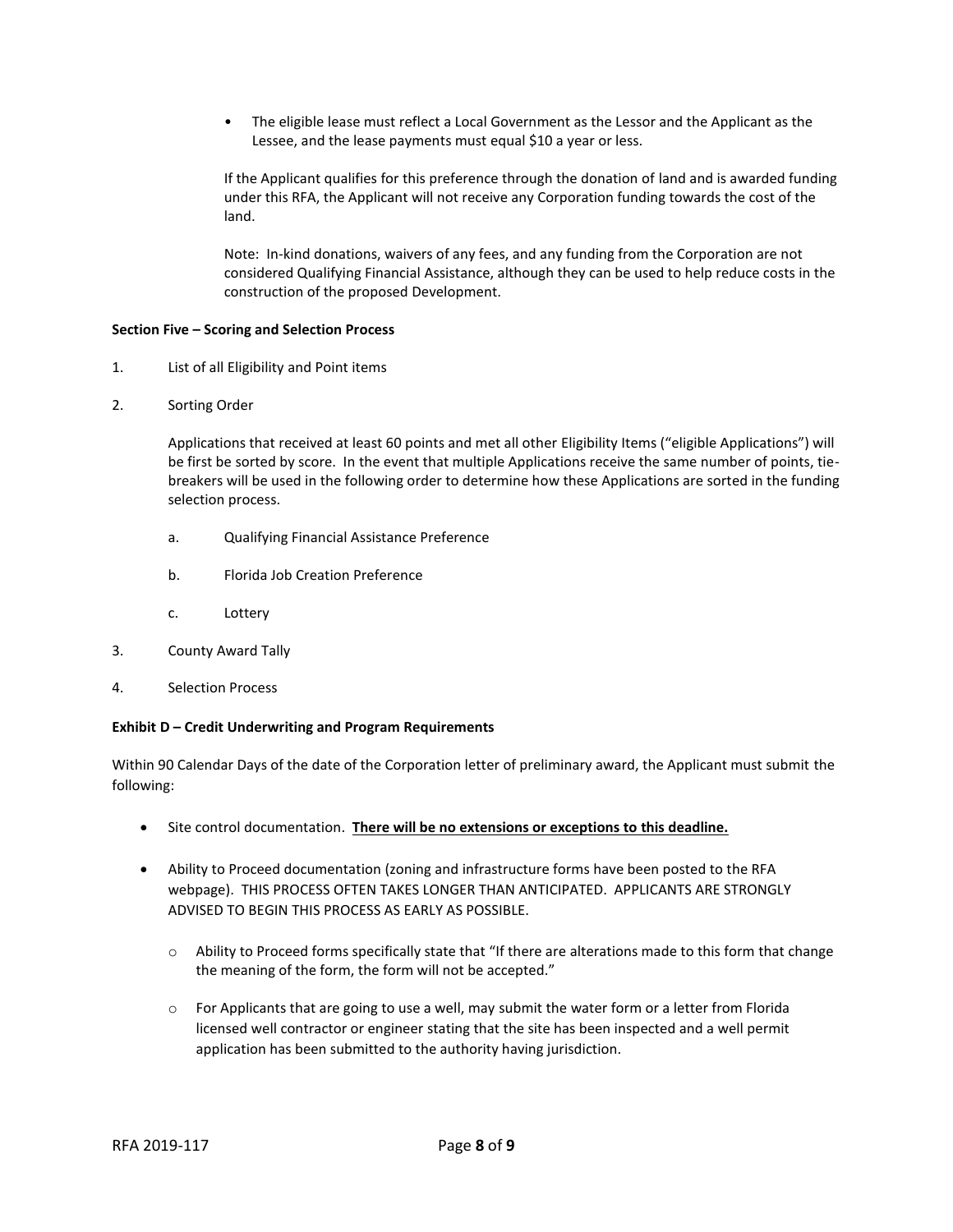- The eligible lease must reflect a Local Government as the Lessor and the Applicant as the Lessee, and the lease payments must equal $10 a year or less.

If the Applicant qualifies for this preference through the donation of land and is awarded funding under this RFA, the Applicant will not receive any Corporation funding towards the cost of the land.

Note: In-kind donations, waivers of any fees, and any funding from the Corporation are not considered Qualifying Financial Assistance, although they can be used to help reduce costs in the construction of the proposed Development.

**Section Five – Scoring and Selection Process**

1. List of all Eligibility and Point items

2. Sorting Order

   Applications that received at least 60 points and met all other Eligibility Items ("eligible Applications") will be first be sorted by score. In the event that multiple Applications receive the same number of points, tie-breakers will be used in the following order to determine how these Applications are sorted in the funding selection process.

   a. Qualifying Financial Assistance Preference

   b. Florida Job Creation Preference

   c. Lottery

3. County Award Tally

4. Selection Process

**Exhibit D – Credit Underwriting and Program Requirements**

Within 90 Calendar Days of the date of the Corporation letter of preliminary award, the Applicant must submit the following:

- Site control documentation. **<u>There will be no extensions or exceptions to this deadline.</u>**

- Ability to Proceed documentation (zoning and infrastructure forms have been posted to the RFA webpage). THIS PROCESS OFTEN TAKES LONGER THAN ANTICIPATED. APPLICANTS ARE STRONGLY ADVISED TO BEGIN THIS PROCESS AS EARLY AS POSSIBLE.

  - Ability to Proceed forms specifically state that "If there are alterations made to this form that change the meaning of the form, the form will not be accepted."

  - For Applicants that are going to use a well, may submit the water form or a letter from Florida licensed well contractor or engineer stating that the site has been inspected and a well permit application has been submitted to the authority having jurisdiction.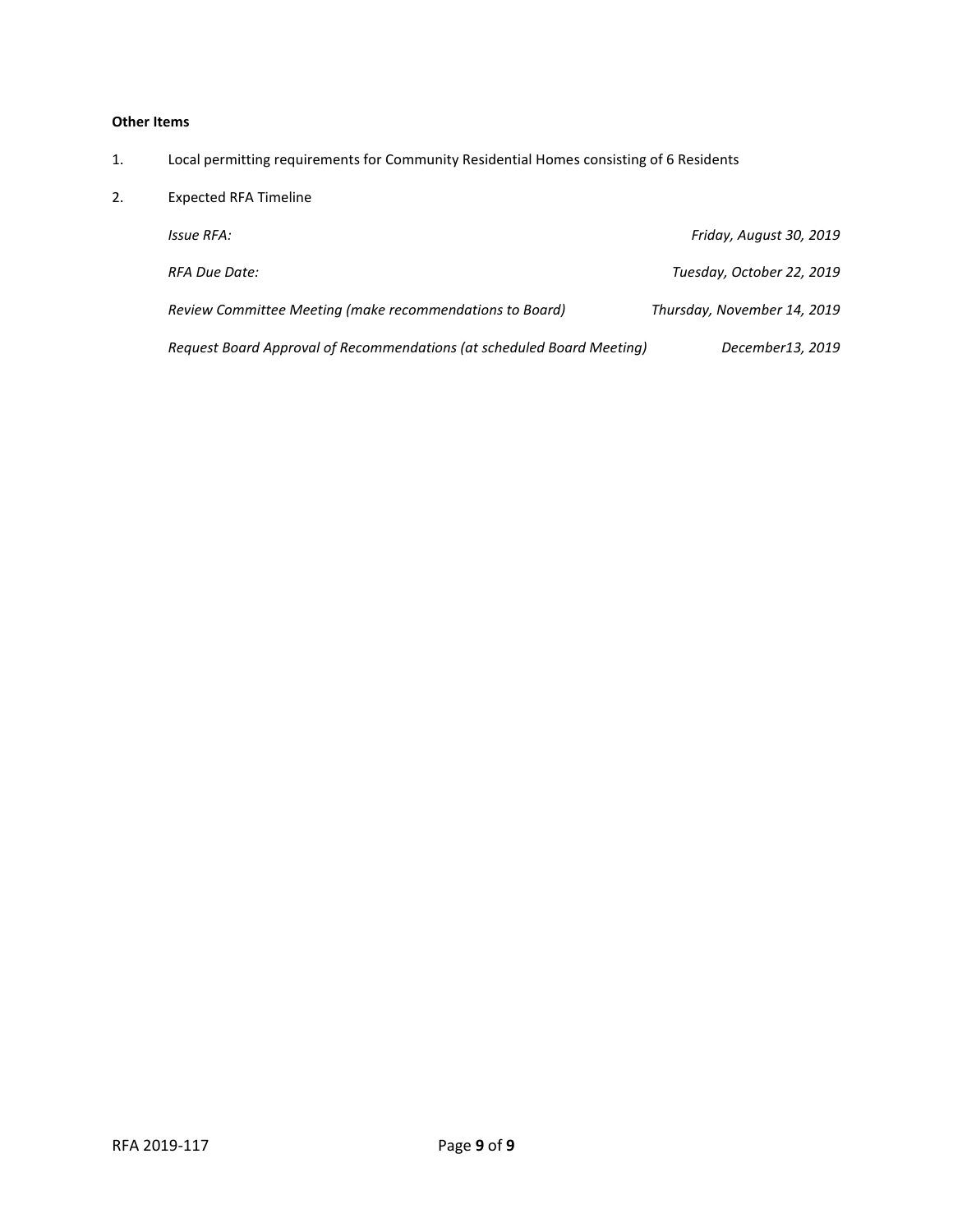**Other Items**

1. Local permitting requirements for Community Residential Homes consisting of 6 Residents

2. Expected RFA Timeline

| | |
|---|---|
| *Issue RFA:* | *Friday, August 30, 2019* |
| *RFA Due Date:* | *Tuesday, October 22, 2019* |
| *Review Committee Meeting (make recommendations to Board)* | *Thursday, November 14, 2019* |
| *Request Board Approval of Recommendations (at scheduled Board Meeting)* | *December13, 2019* |